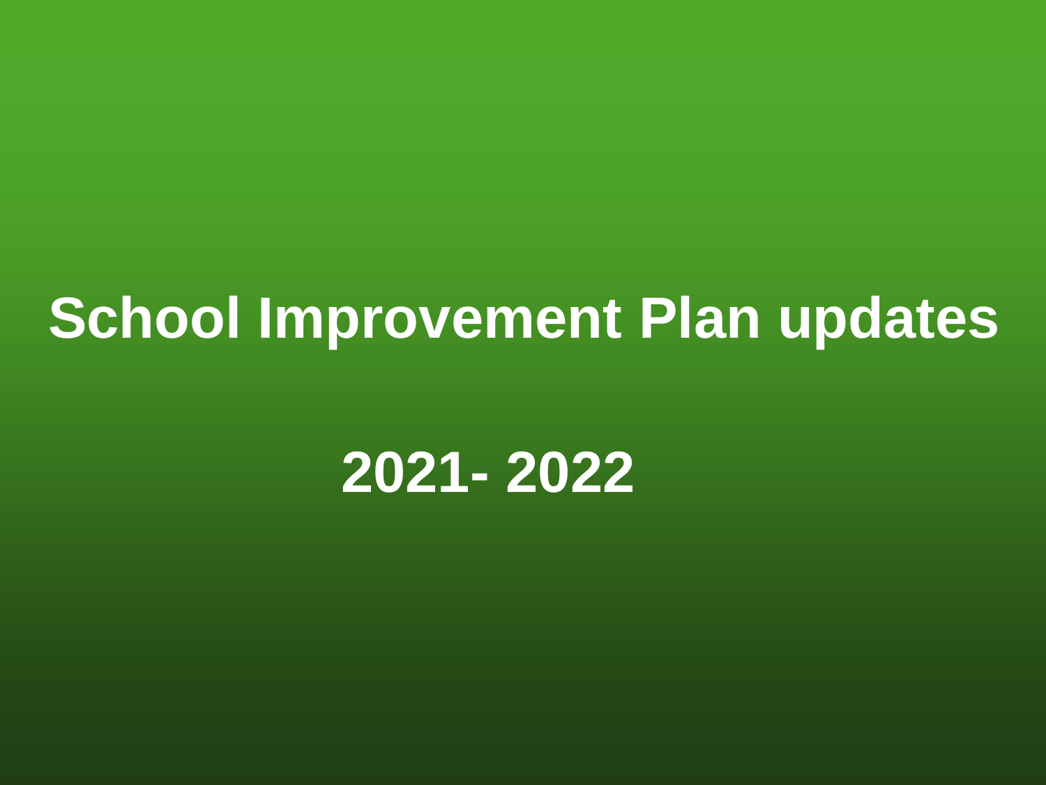# School Improvement Plan updates

# 2021- 2022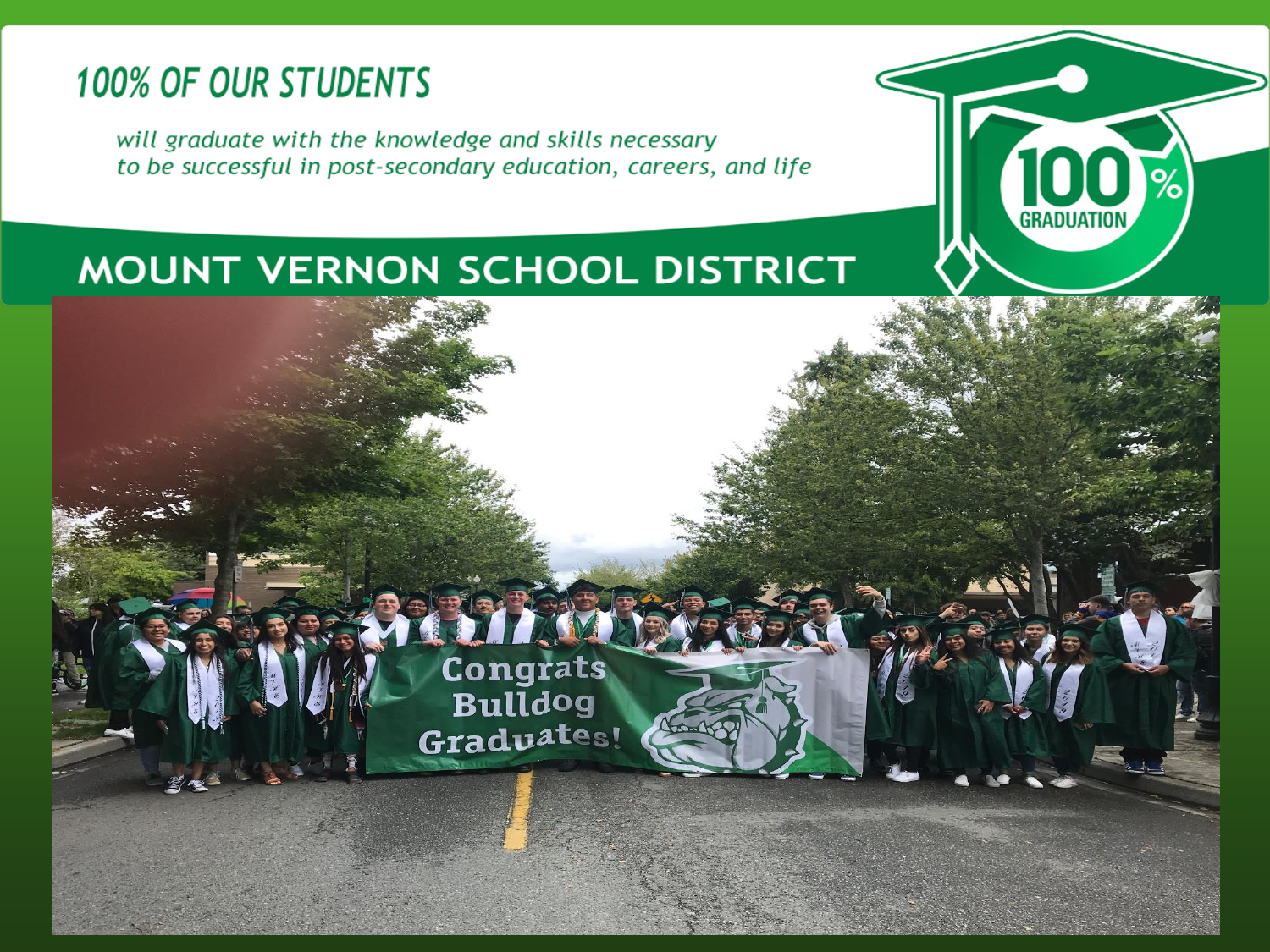# 100% OF OUR STUDENTS

*will graduate with the knowledge and skills necessary to be successful in post-secondary education, careers, and life*

## MOUNT VERNON SCHOOL DISTRICT

100% GRADUATION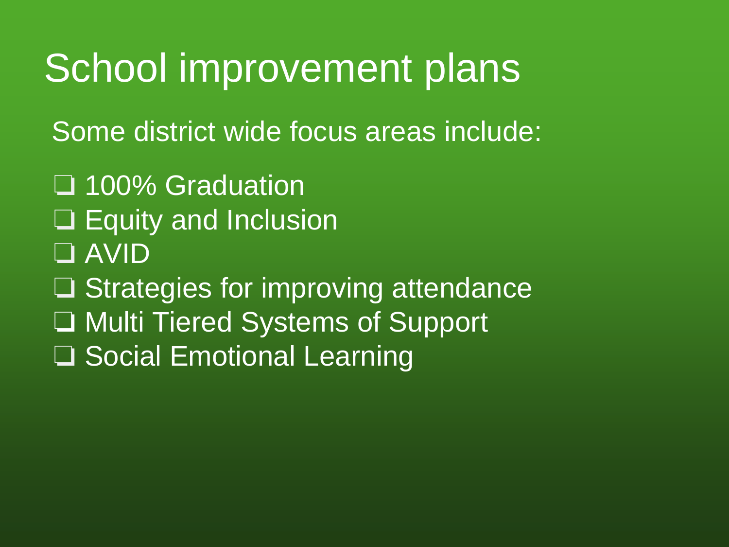# School improvement plans

Some district wide focus areas include:

- ❑ 100% Graduation
- ❑ Equity and Inclusion
- ❑ AVID
- ❑ Strategies for improving attendance
- ❑ Multi Tiered Systems of Support
- ❑ Social Emotional Learning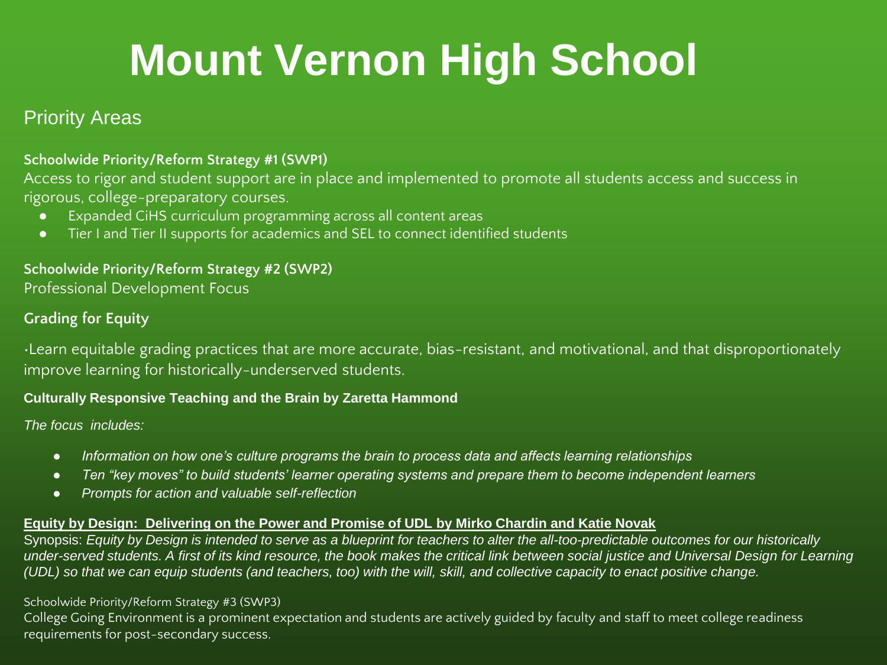# Mount Vernon High School

## Priority Areas

**Schoolwide Priority/Reform Strategy #1 (SWP1)**

Access to rigor and student support are in place and implemented to promote all students access and success in rigorous, college-preparatory courses.

- Expanded CiHS curriculum programming across all content areas
- Tier I and Tier II supports for academics and SEL to connect identified students

**Schoolwide Priority/Reform Strategy #2 (SWP2)**

Professional Development Focus

**Grading for Equity**

·Learn equitable grading practices that are more accurate, bias-resistant, and motivational, and that disproportionately improve learning for historically-underserved students.

**Culturally Responsive Teaching and the Brain by Zaretta Hammond**

*The focus includes:*

- *Information on how one's culture programs the brain to process data and affects learning relationships*
- *Ten "key moves" to build students' learner operating systems and prepare them to become independent learners*
- *Prompts for action and valuable self-reflection*

**Equity by Design: Delivering on the Power and Promise of UDL by Mirko Chardin and Katie Novak**

Synopsis: *Equity by Design is intended to serve as a blueprint for teachers to alter the all-too-predictable outcomes for our historically under-served students. A first of its kind resource, the book makes the critical link between social justice and Universal Design for Learning (UDL) so that we can equip students (and teachers, too) with the will, skill, and collective capacity to enact positive change.*

Schoolwide Priority/Reform Strategy #3 (SWP3)

College Going Environment is a prominent expectation and students are actively guided by faculty and staff to meet college readiness requirements for post-secondary success.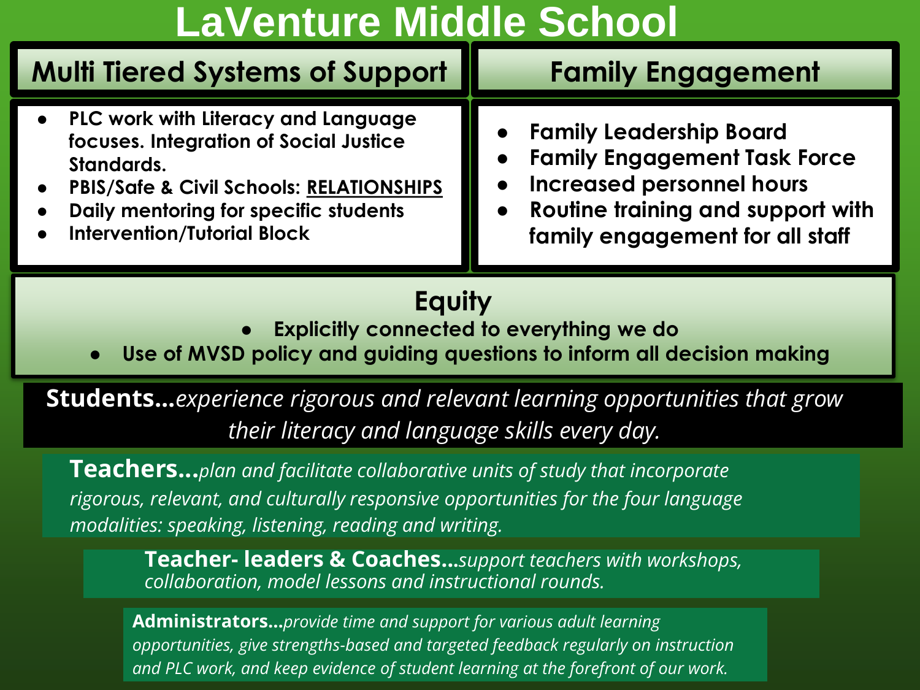# LaVenture Middle School

## Multi Tiered Systems of Support

- PLC work with Literacy and Language focuses. Integration of Social Justice Standards.
- PBIS/Safe & Civil Schools: RELATIONSHIPS
- Daily mentoring for specific students
- Intervention/Tutorial Block

## Family Engagement

- Family Leadership Board
- Family Engagement Task Force
- Increased personnel hours
- Routine training and support with family engagement for all staff

## Equity

- Explicitly connected to everything we do
- Use of MVSD policy and guiding questions to inform all decision making

**Students…***experience rigorous and relevant learning opportunities that grow their literacy and language skills every day.*

**Teachers…***plan and facilitate collaborative units of study that incorporate rigorous, relevant, and culturally responsive opportunities for the four language modalities: speaking, listening, reading and writing.*

**Teacher- leaders & Coaches…***support teachers with workshops, collaboration, model lessons and instructional rounds.*

**Administrators…***provide time and support for various adult learning opportunities, give strengths-based and targeted feedback regularly on instruction and PLC work, and keep evidence of student learning at the forefront of our work.*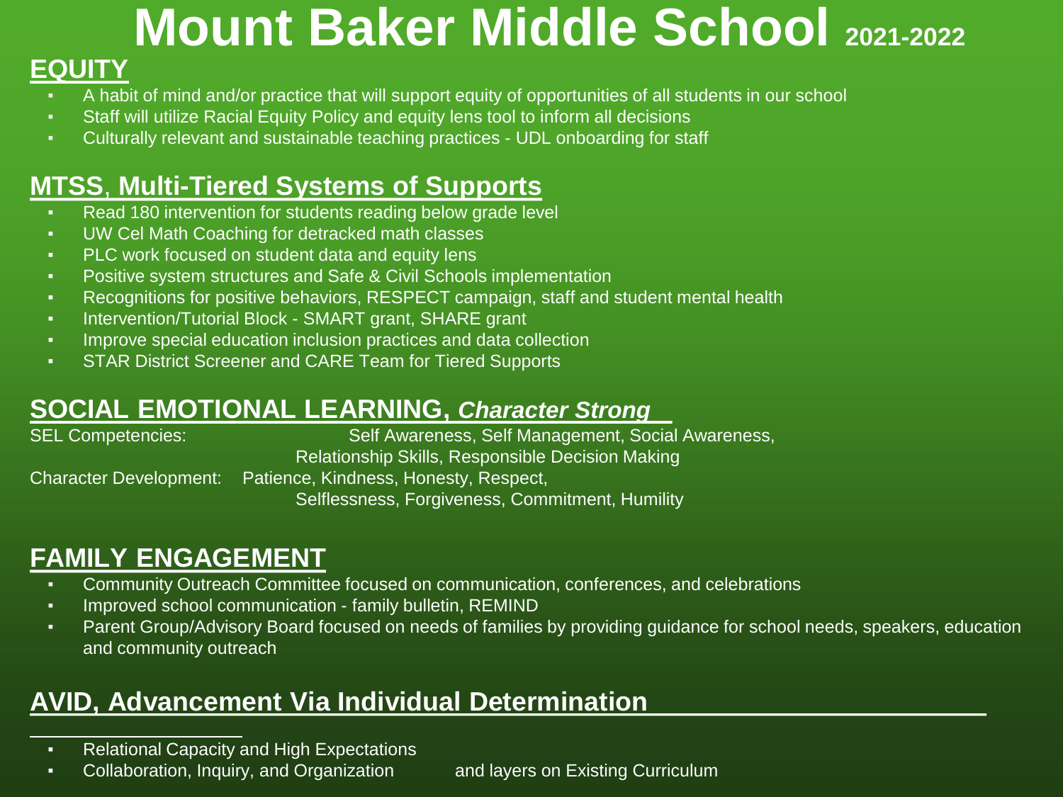# Mount Baker Middle School 2021-2022

## EQUITY

- A habit of mind and/or practice that will support equity of opportunities of all students in our school
- Staff will utilize Racial Equity Policy and equity lens tool to inform all decisions
- Culturally relevant and sustainable teaching practices - UDL onboarding for staff

## MTSS, Multi-Tiered Systems of Supports

- Read 180 intervention for students reading below grade level
- UW Cel Math Coaching for detracked math classes
- PLC work focused on student data and equity lens
- Positive system structures and Safe & Civil Schools implementation
- Recognitions for positive behaviors, RESPECT campaign, staff and student mental health
- Intervention/Tutorial Block - SMART grant, SHARE grant
- Improve special education inclusion practices and data collection
- STAR District Screener and CARE Team for Tiered Supports

## SOCIAL EMOTIONAL LEARNING, *Character Strong*

SEL Competencies: Self Awareness, Self Management, Social Awareness, Relationship Skills, Responsible Decision Making

Character Development: Patience, Kindness, Honesty, Respect, Selflessness, Forgiveness, Commitment, Humility

## FAMILY ENGAGEMENT

- Community Outreach Committee focused on communication, conferences, and celebrations
- Improved school communication - family bulletin, REMIND
- Parent Group/Advisory Board focused on needs of families by providing guidance for school needs, speakers, education and community outreach

## AVID, Advancement Via Individual Determination

- Relational Capacity and High Expectations
- Collaboration, Inquiry, and Organization and layers on Existing Curriculum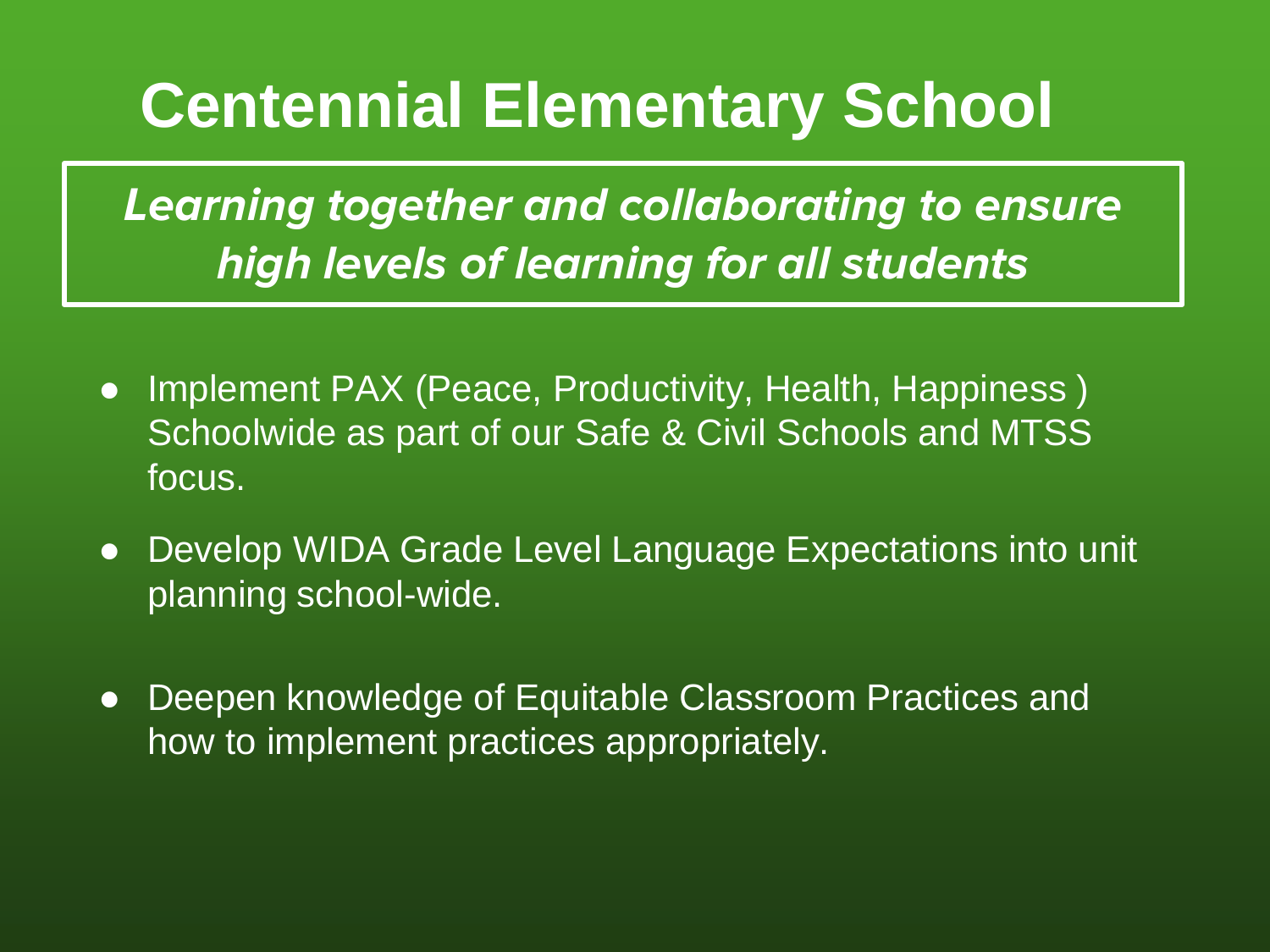# Centennial Elementary School

***Learning together and collaborating to ensure high levels of learning for all students***

- Implement PAX (Peace, Productivity, Health, Happiness ) Schoolwide as part of our Safe & Civil Schools and MTSS focus.
- Develop WIDA Grade Level Language Expectations into unit planning school-wide.
- Deepen knowledge of Equitable Classroom Practices and how to implement practices appropriately.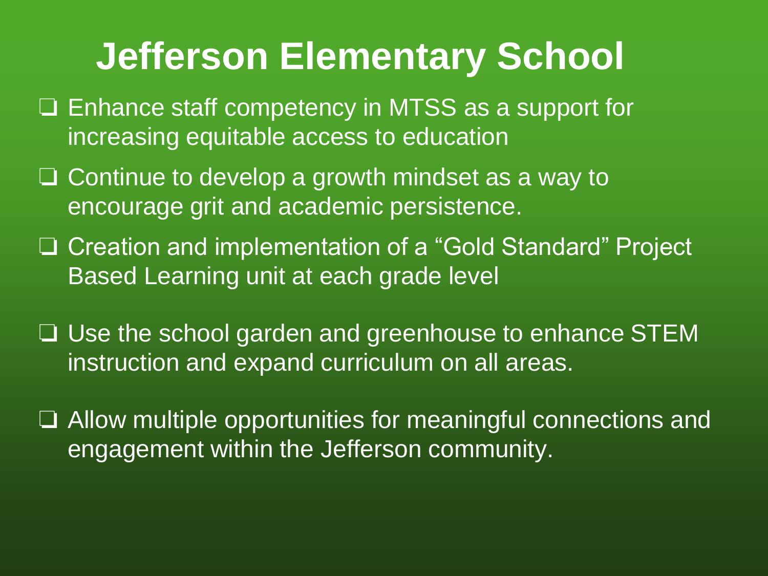# Jefferson Elementary School

- ❑ Enhance staff competency in MTSS as a support for increasing equitable access to education
- ❑ Continue to develop a growth mindset as a way to encourage grit and academic persistence.
- ❑ Creation and implementation of a "Gold Standard" Project Based Learning unit at each grade level
- ❑ Use the school garden and greenhouse to enhance STEM instruction and expand curriculum on all areas.
- ❑ Allow multiple opportunities for meaningful connections and engagement within the Jefferson community.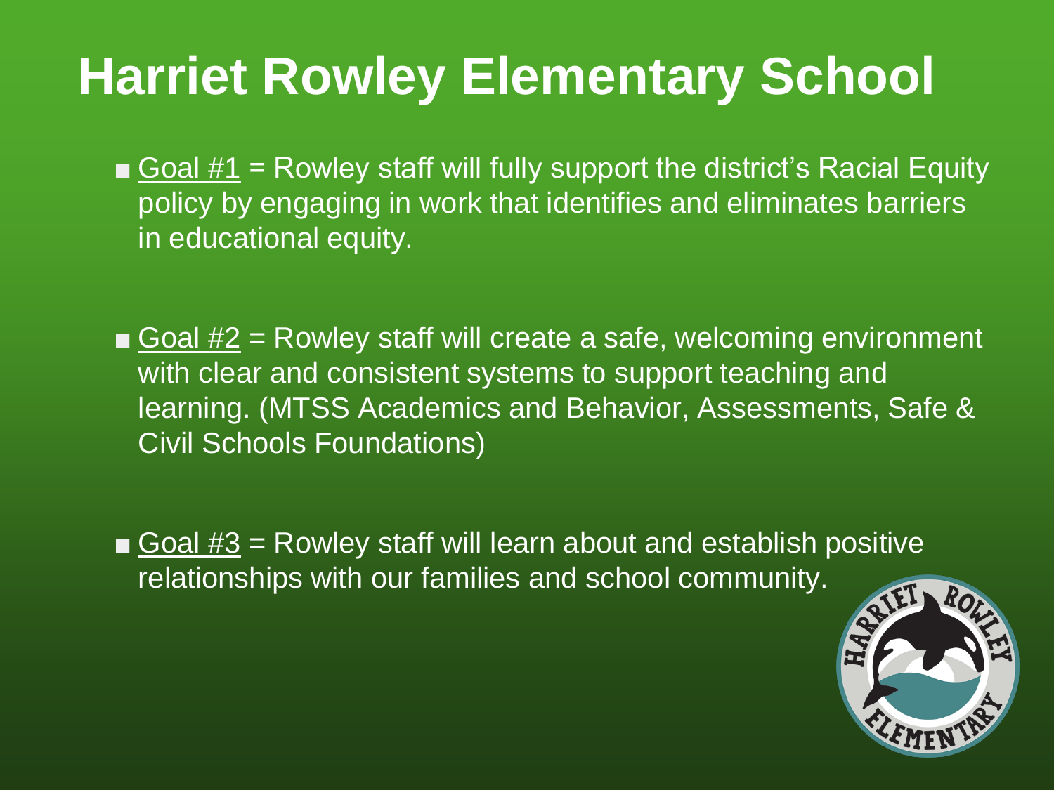# Harriet Rowley Elementary School

- Goal #1 = Rowley staff will fully support the district's Racial Equity policy by engaging in work that identifies and eliminates barriers in educational equity.

- Goal #2 = Rowley staff will create a safe, welcoming environment with clear and consistent systems to support teaching and learning. (MTSS Academics and Behavior, Assessments, Safe & Civil Schools Foundations)

- Goal #3 = Rowley staff will learn about and establish positive relationships with our families and school community.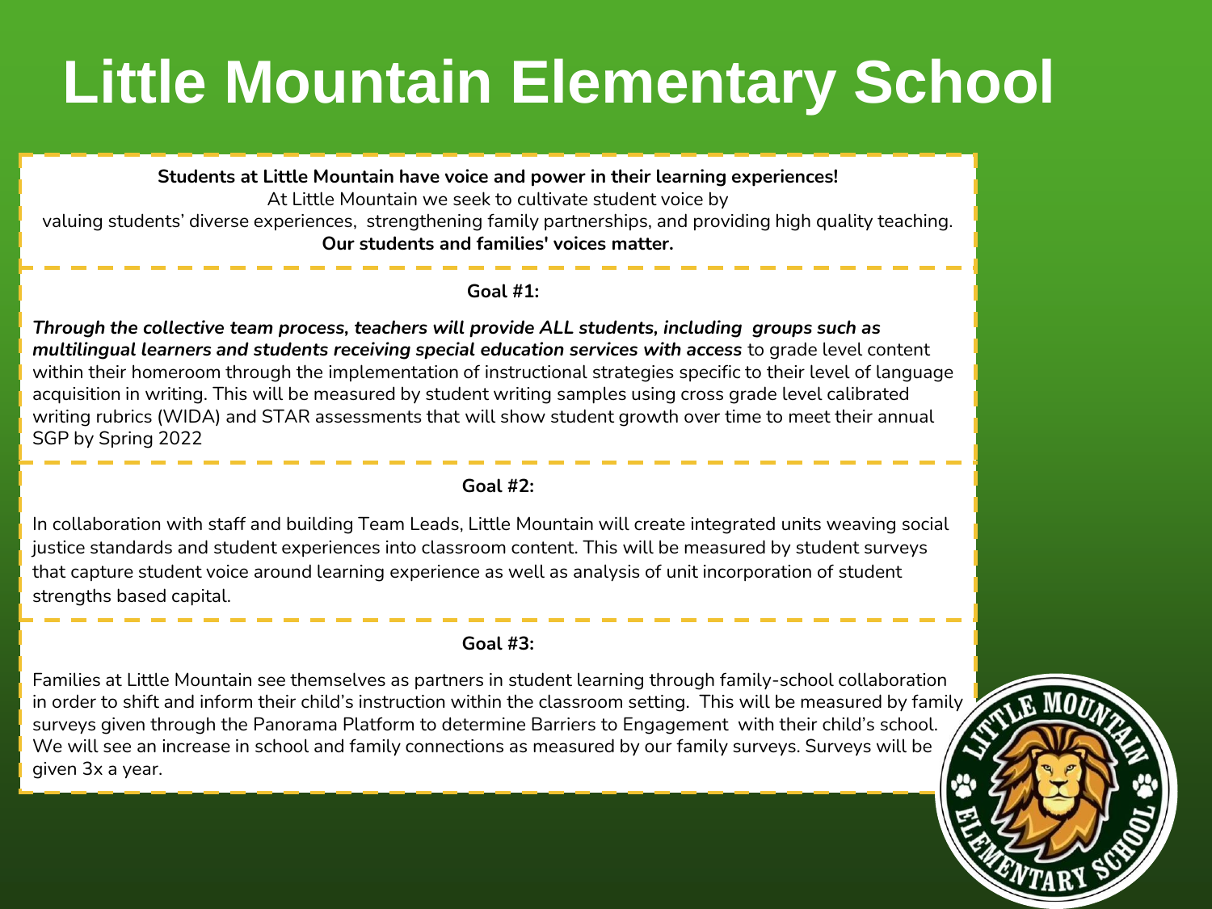# Little Mountain Elementary School

**Students at Little Mountain have voice and power in their learning experiences!**
At Little Mountain we seek to cultivate student voice by valuing students' diverse experiences, strengthening family partnerships, and providing high quality teaching.
**Our students and families' voices matter.**

**Goal #1:**

***Through the collective team process, teachers will provide ALL students, including groups such as multilingual learners and students receiving special education services with access*** to grade level content within their homeroom through the implementation of instructional strategies specific to their level of language acquisition in writing. This will be measured by student writing samples using cross grade level calibrated writing rubrics (WIDA) and STAR assessments that will show student growth over time to meet their annual SGP by Spring 2022

**Goal #2:**

In collaboration with staff and building Team Leads, Little Mountain will create integrated units weaving social justice standards and student experiences into classroom content. This will be measured by student surveys that capture student voice around learning experience as well as analysis of unit incorporation of student strengths based capital.

**Goal #3:**

Families at Little Mountain see themselves as partners in student learning through family-school collaboration in order to shift and inform their child's instruction within the classroom setting. This will be measured by family surveys given through the Panorama Platform to determine Barriers to Engagement with their child's school. We will see an increase in school and family connections as measured by our family surveys. Surveys will be given 3x a year.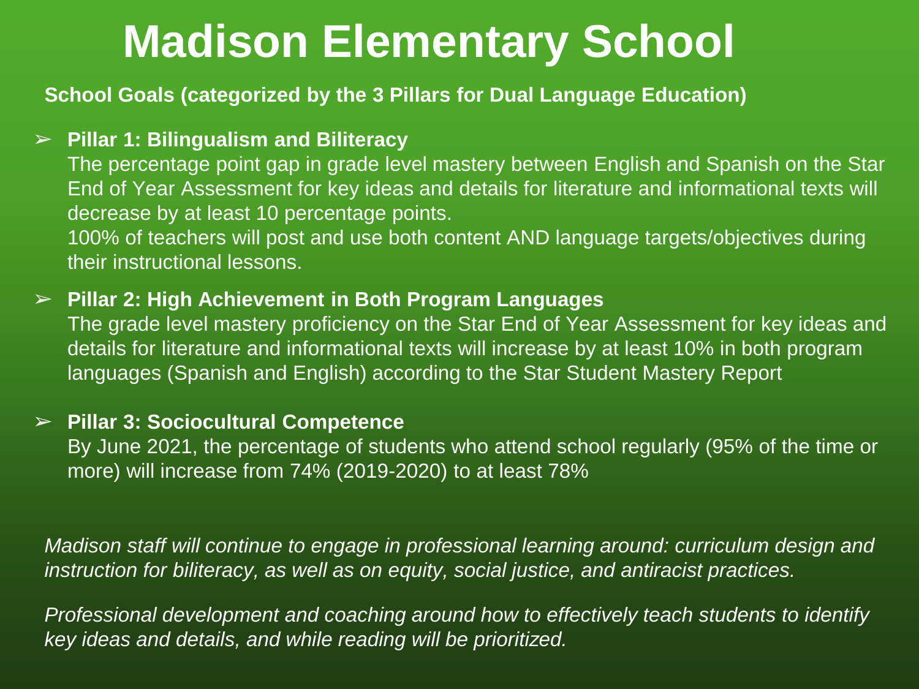# Madison Elementary School

**School Goals (categorized by the 3 Pillars for Dual Language Education)**

- **Pillar 1: Bilingualism and Biliteracy**
  The percentage point gap in grade level mastery between English and Spanish on the Star End of Year Assessment for key ideas and details for literature and informational texts will decrease by at least 10 percentage points.
  100% of teachers will post and use both content AND language targets/objectives during their instructional lessons.

- **Pillar 2: High Achievement in Both Program Languages**
  The grade level mastery proficiency on the Star End of Year Assessment for key ideas and details for literature and informational texts will increase by at least 10% in both program languages (Spanish and English) according to the Star Student Mastery Report

- **Pillar 3: Sociocultural Competence**
  By June 2021, the percentage of students who attend school regularly (95% of the time or more) will increase from 74% (2019-2020) to at least 78%

*Madison staff will continue to engage in professional learning around: curriculum design and instruction for biliteracy, as well as on equity, social justice, and antiracist practices.*

*Professional development and coaching around how to effectively teach students to identify key ideas and details, and while reading will be prioritized.*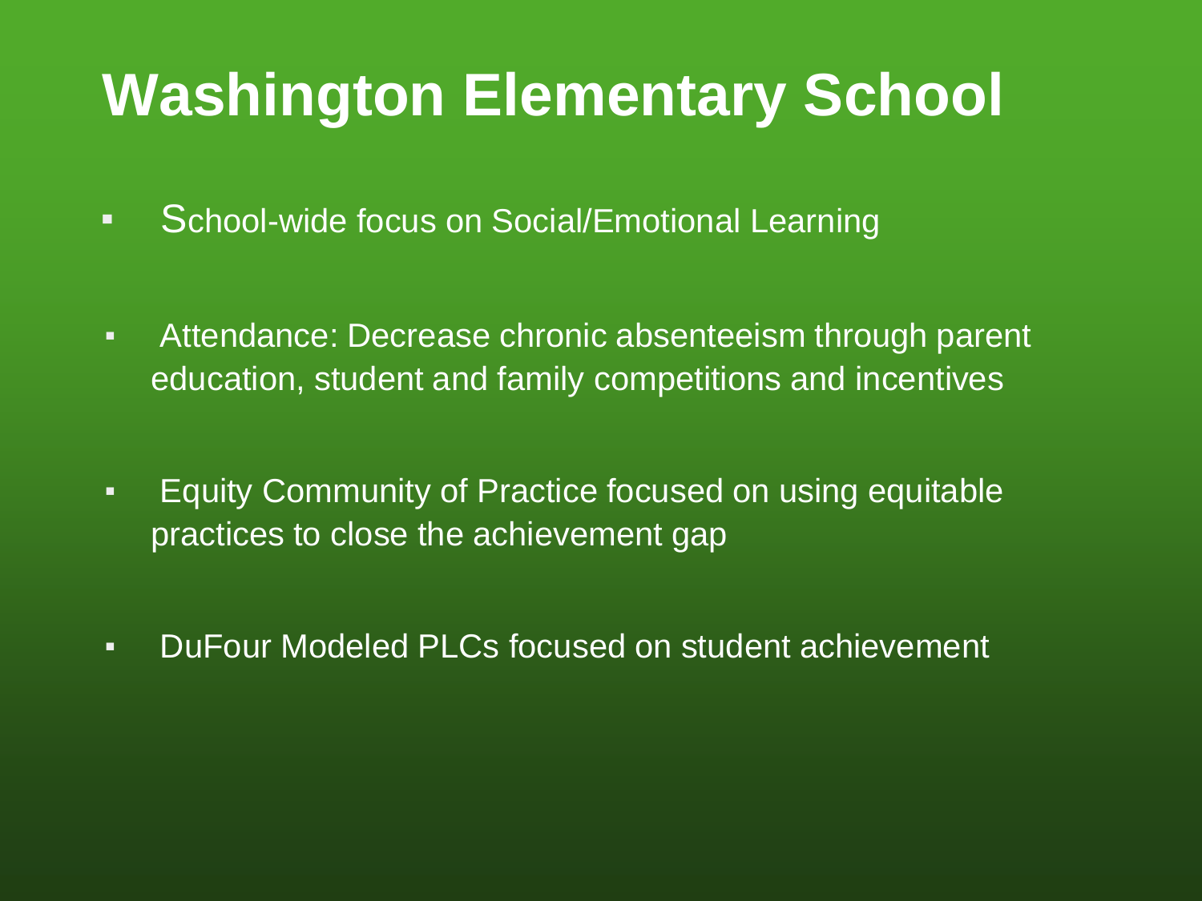# Washington Elementary School

- School-wide focus on Social/Emotional Learning
- Attendance: Decrease chronic absenteeism through parent education, student and family competitions and incentives
- Equity Community of Practice focused on using equitable practices to close the achievement gap
- DuFour Modeled PLCs focused on student achievement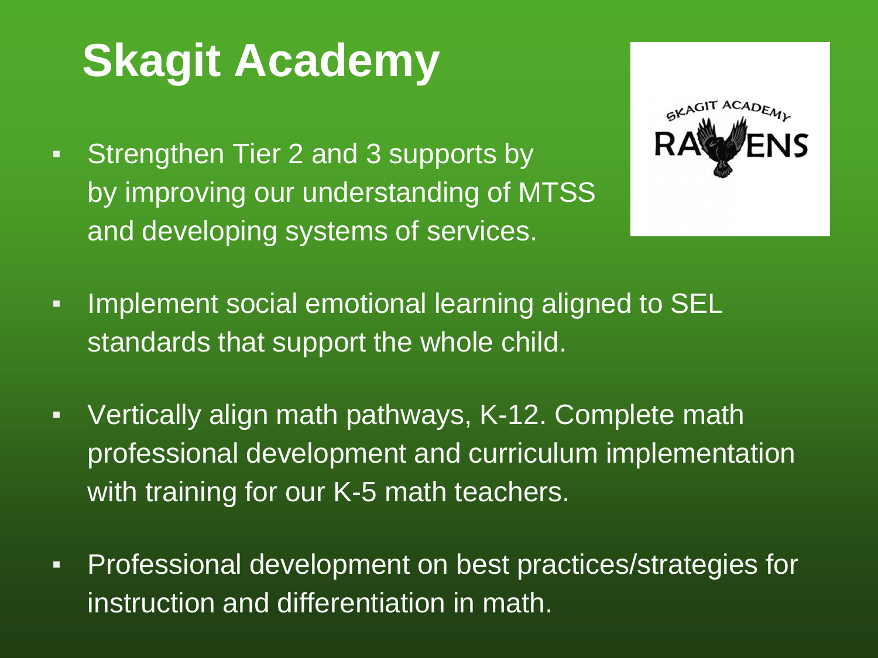# Skagit Academy

- Strengthen Tier 2 and 3 supports by by improving our understanding of MTSS and developing systems of services.
- Implement social emotional learning aligned to SEL standards that support the whole child.
- Vertically align math pathways, K-12. Complete math professional development and curriculum implementation with training for our K-5 math teachers.
- Professional development on best practices/strategies for instruction and differentiation in math.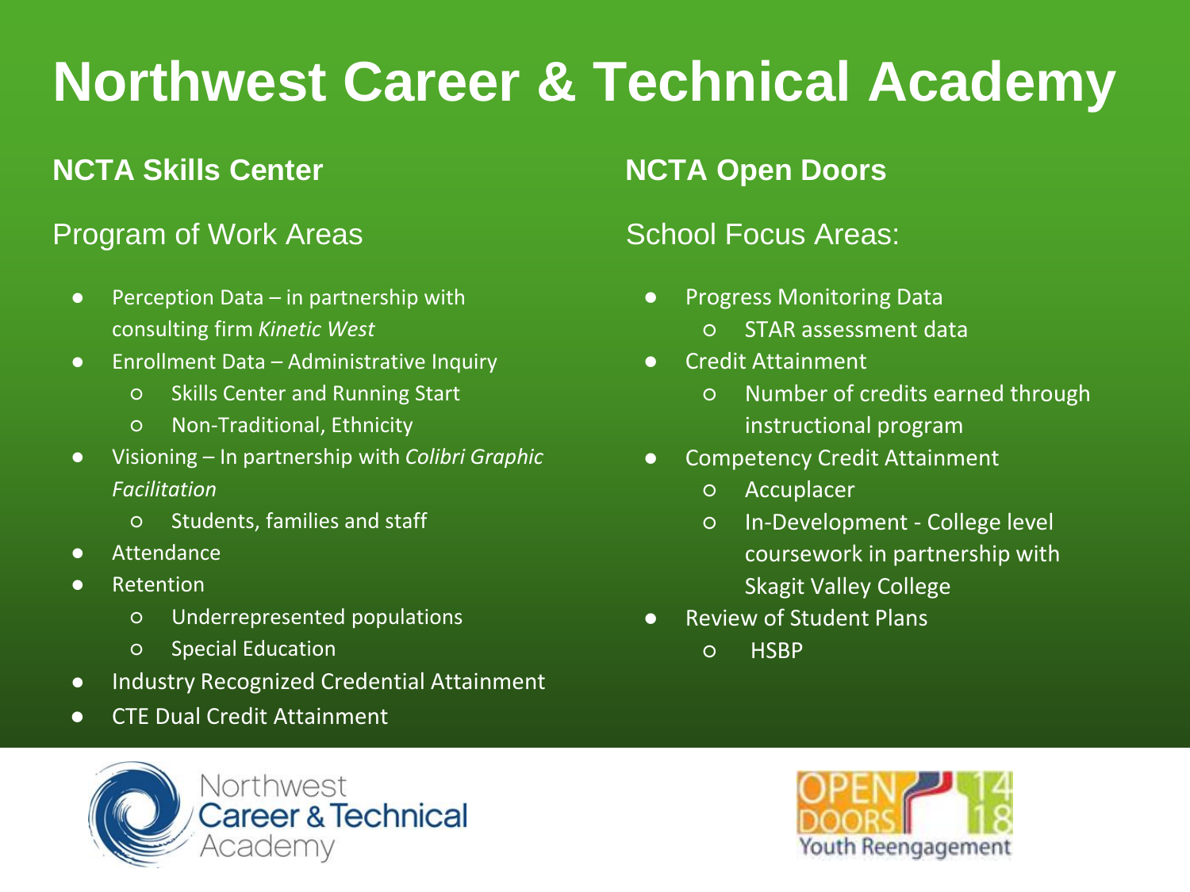# Northwest Career & Technical Academy

## NCTA Skills Center

### Program of Work Areas

- Perception Data – in partnership with consulting firm *Kinetic West*
- Enrollment Data – Administrative Inquiry
  - Skills Center and Running Start
  - Non-Traditional, Ethnicity
- Visioning – In partnership with *Colibri Graphic Facilitation*
  - Students, families and staff
- Attendance
- Retention
  - Underrepresented populations
  - Special Education
- Industry Recognized Credential Attainment
- CTE Dual Credit Attainment

## NCTA Open Doors

### School Focus Areas:

- Progress Monitoring Data
  - STAR assessment data
- Credit Attainment
  - Number of credits earned through instructional program
- Competency Credit Attainment
  - Accuplacer
  - In-Development - College level coursework in partnership with Skagit Valley College
- Review of Student Plans
  - HSBP

Northwest Career & Technical Academy

OPEN DOORS 14 18 Youth Reengagement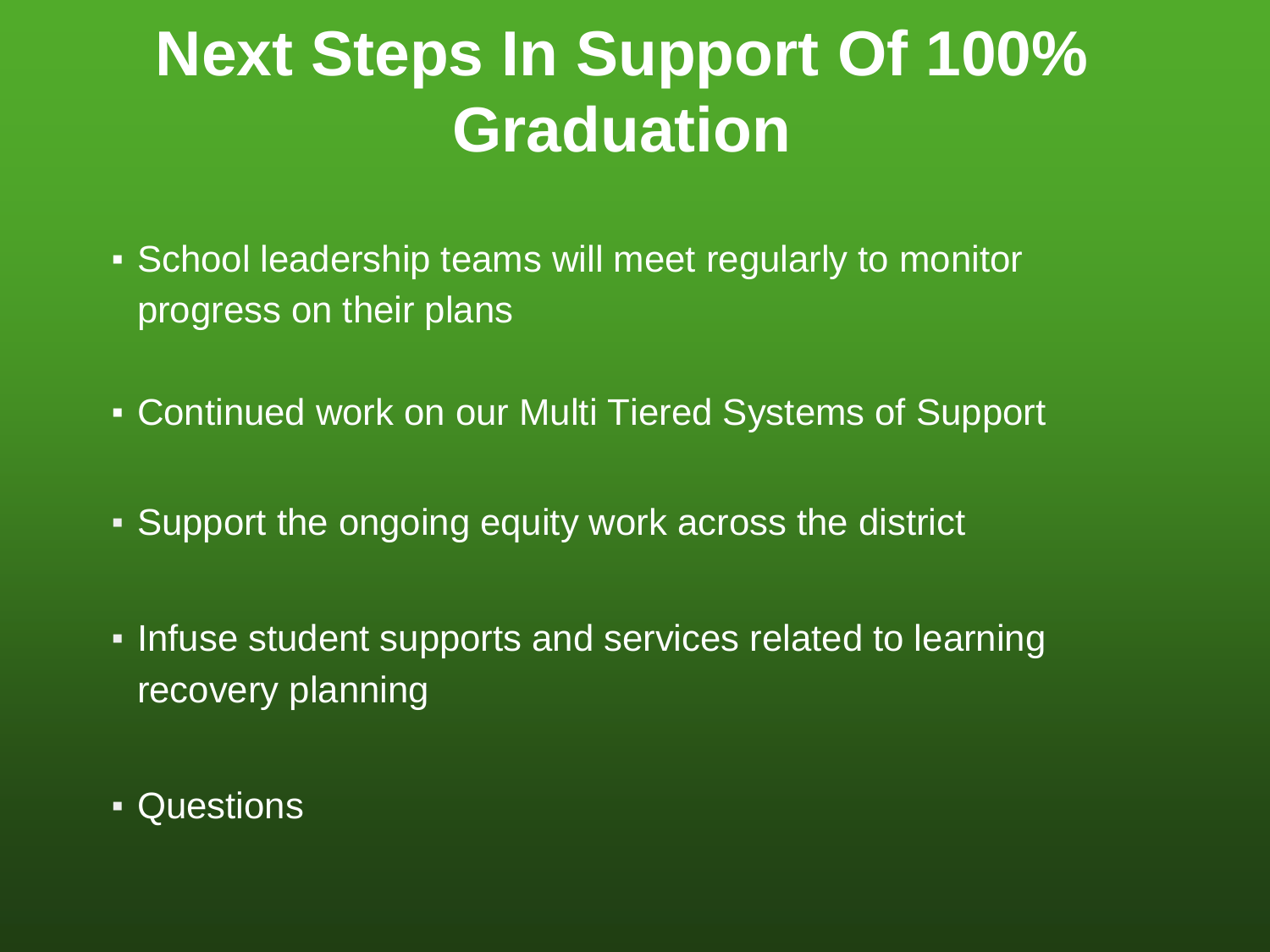# Next Steps In Support Of 100% Graduation

- School leadership teams will meet regularly to monitor progress on their plans
- Continued work on our Multi Tiered Systems of Support
- Support the ongoing equity work across the district
- Infuse student supports and services related to learning recovery planning
- Questions